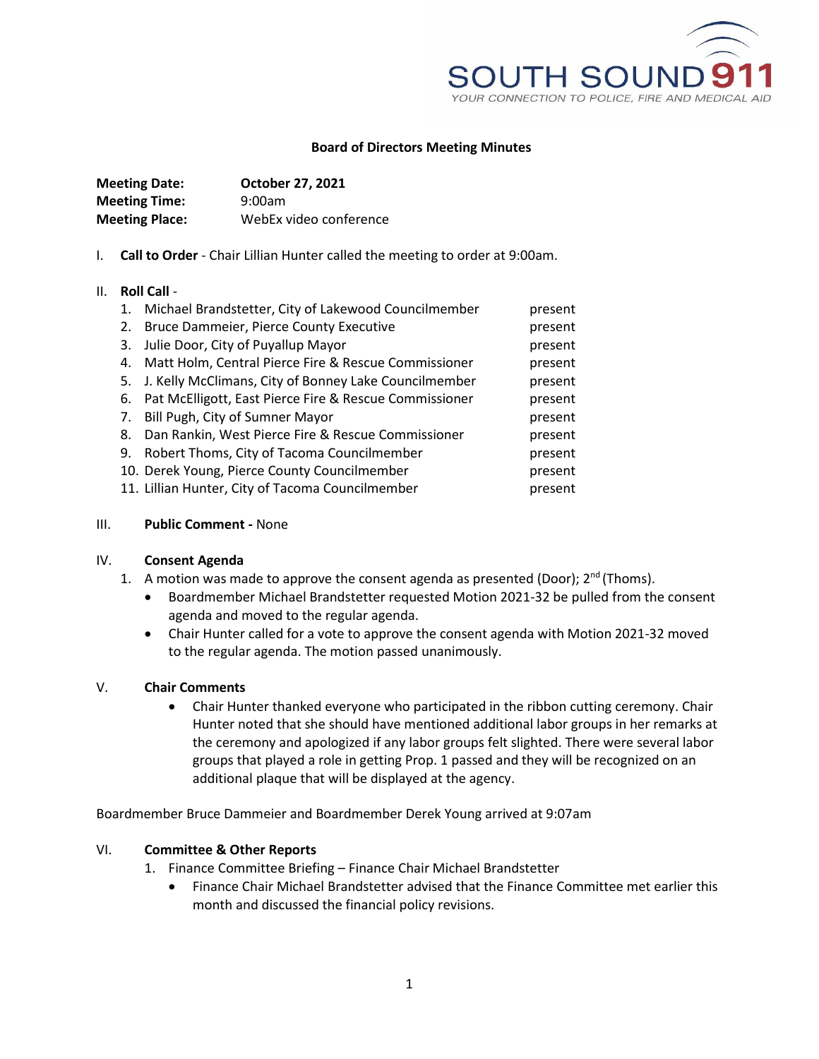SOUTH SOUND 911

YOUR CONNECTION TO POLICE, FIRE AND MEDICAL AID

## Board of Directors Meeting Minutes

**Meeting Date:** **October 27, 2021**
**Meeting Time:** 9:00am
**Meeting Place:** WebEx video conference

I. **Call to Order** - Chair Lillian Hunter called the meeting to order at 9:00am.

II. **Roll Call** -

| | | |
|---|---|---|
| 1. | Michael Brandstetter, City of Lakewood Councilmember | present |
| 2. | Bruce Dammeier, Pierce County Executive | present |
| 3. | Julie Door, City of Puyallup Mayor | present |
| 4. | Matt Holm, Central Pierce Fire & Rescue Commissioner | present |
| 5. | J. Kelly McClimans, City of Bonney Lake Councilmember | present |
| 6. | Pat McElligott, East Pierce Fire & Rescue Commissioner | present |
| 7. | Bill Pugh, City of Sumner Mayor | present |
| 8. | Dan Rankin, West Pierce Fire & Rescue Commissioner | present |
| 9. | Robert Thoms, City of Tacoma Councilmember | present |
| 10. | Derek Young, Pierce County Councilmember | present |
| 11. | Lillian Hunter, City of Tacoma Councilmember | present |

III. **Public Comment -** None

IV. **Consent Agenda**

1. A motion was made to approve the consent agenda as presented (Door); 2nd (Thoms).
   - Boardmember Michael Brandstetter requested Motion 2021-32 be pulled from the consent agenda and moved to the regular agenda.
   - Chair Hunter called for a vote to approve the consent agenda with Motion 2021-32 moved to the regular agenda. The motion passed unanimously.

V. **Chair Comments**

- Chair Hunter thanked everyone who participated in the ribbon cutting ceremony. Chair Hunter noted that she should have mentioned additional labor groups in her remarks at the ceremony and apologized if any labor groups felt slighted. There were several labor groups that played a role in getting Prop. 1 passed and they will be recognized on an additional plaque that will be displayed at the agency.

Boardmember Bruce Dammeier and Boardmember Derek Young arrived at 9:07am

VI. **Committee & Other Reports**

1. Finance Committee Briefing – Finance Chair Michael Brandstetter
   - Finance Chair Michael Brandstetter advised that the Finance Committee met earlier this month and discussed the financial policy revisions.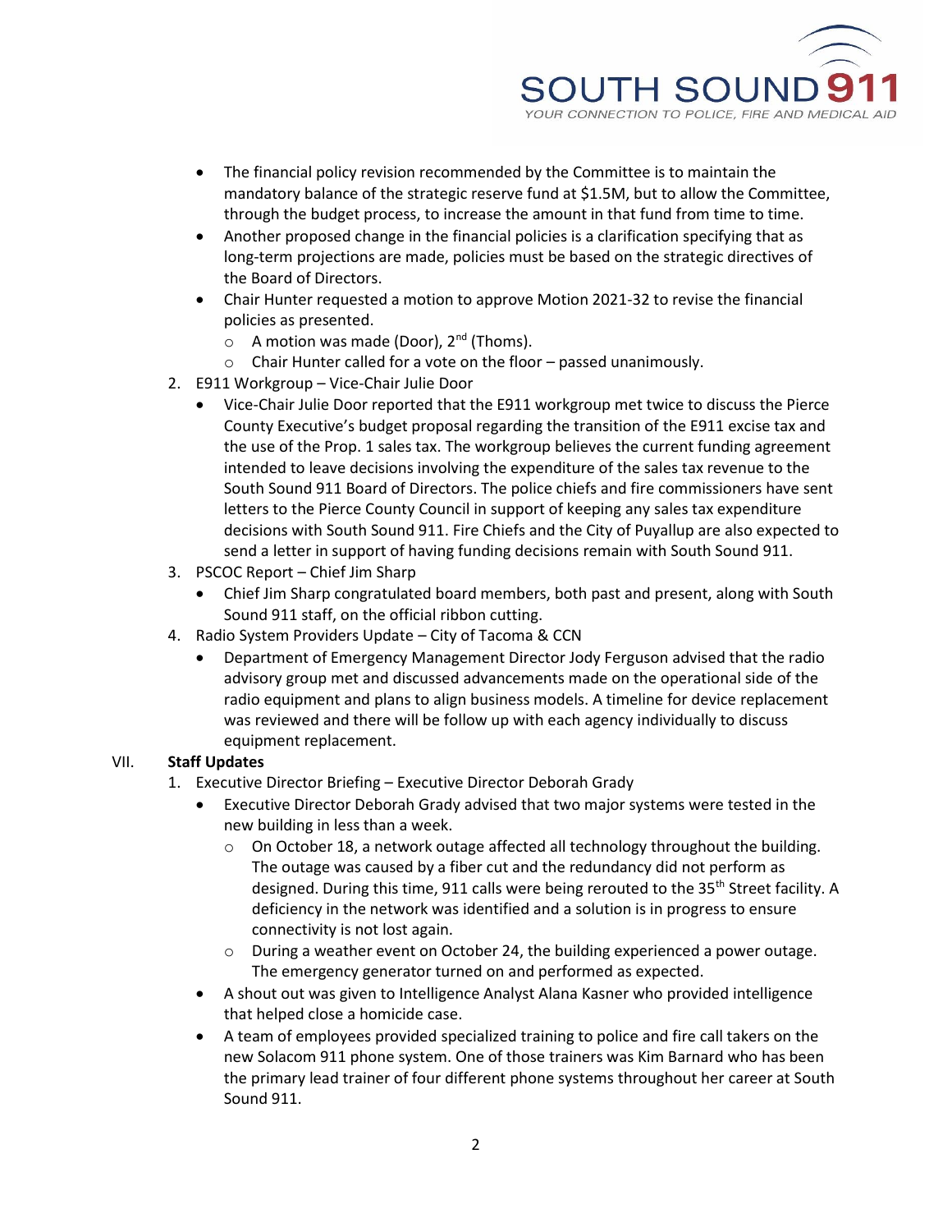- The financial policy revision recommended by the Committee is to maintain the mandatory balance of the strategic reserve fund at $1.5M, but to allow the Committee, through the budget process, to increase the amount in that fund from time to time.
- Another proposed change in the financial policies is a clarification specifying that as long-term projections are made, policies must be based on the strategic directives of the Board of Directors.
- Chair Hunter requested a motion to approve Motion 2021-32 to revise the financial policies as presented.
  - A motion was made (Door), 2nd (Thoms).
  - Chair Hunter called for a vote on the floor – passed unanimously.

2. E911 Workgroup – Vice-Chair Julie Door
   - Vice-Chair Julie Door reported that the E911 workgroup met twice to discuss the Pierce County Executive's budget proposal regarding the transition of the E911 excise tax and the use of the Prop. 1 sales tax. The workgroup believes the current funding agreement intended to leave decisions involving the expenditure of the sales tax revenue to the South Sound 911 Board of Directors. The police chiefs and fire commissioners have sent letters to the Pierce County Council in support of keeping any sales tax expenditure decisions with South Sound 911. Fire Chiefs and the City of Puyallup are also expected to send a letter in support of having funding decisions remain with South Sound 911.
3. PSCOC Report – Chief Jim Sharp
   - Chief Jim Sharp congratulated board members, both past and present, along with South Sound 911 staff, on the official ribbon cutting.
4. Radio System Providers Update – City of Tacoma & CCN
   - Department of Emergency Management Director Jody Ferguson advised that the radio advisory group met and discussed advancements made on the operational side of the radio equipment and plans to align business models. A timeline for device replacement was reviewed and there will be follow up with each agency individually to discuss equipment replacement.

VII. **Staff Updates**

1. Executive Director Briefing – Executive Director Deborah Grady
   - Executive Director Deborah Grady advised that two major systems were tested in the new building in less than a week.
     - On October 18, a network outage affected all technology throughout the building. The outage was caused by a fiber cut and the redundancy did not perform as designed. During this time, 911 calls were being rerouted to the 35th Street facility. A deficiency in the network was identified and a solution is in progress to ensure connectivity is not lost again.
     - During a weather event on October 24, the building experienced a power outage. The emergency generator turned on and performed as expected.
   - A shout out was given to Intelligence Analyst Alana Kasner who provided intelligence that helped close a homicide case.
   - A team of employees provided specialized training to police and fire call takers on the new Solacom 911 phone system. One of those trainers was Kim Barnard who has been the primary lead trainer of four different phone systems throughout her career at South Sound 911.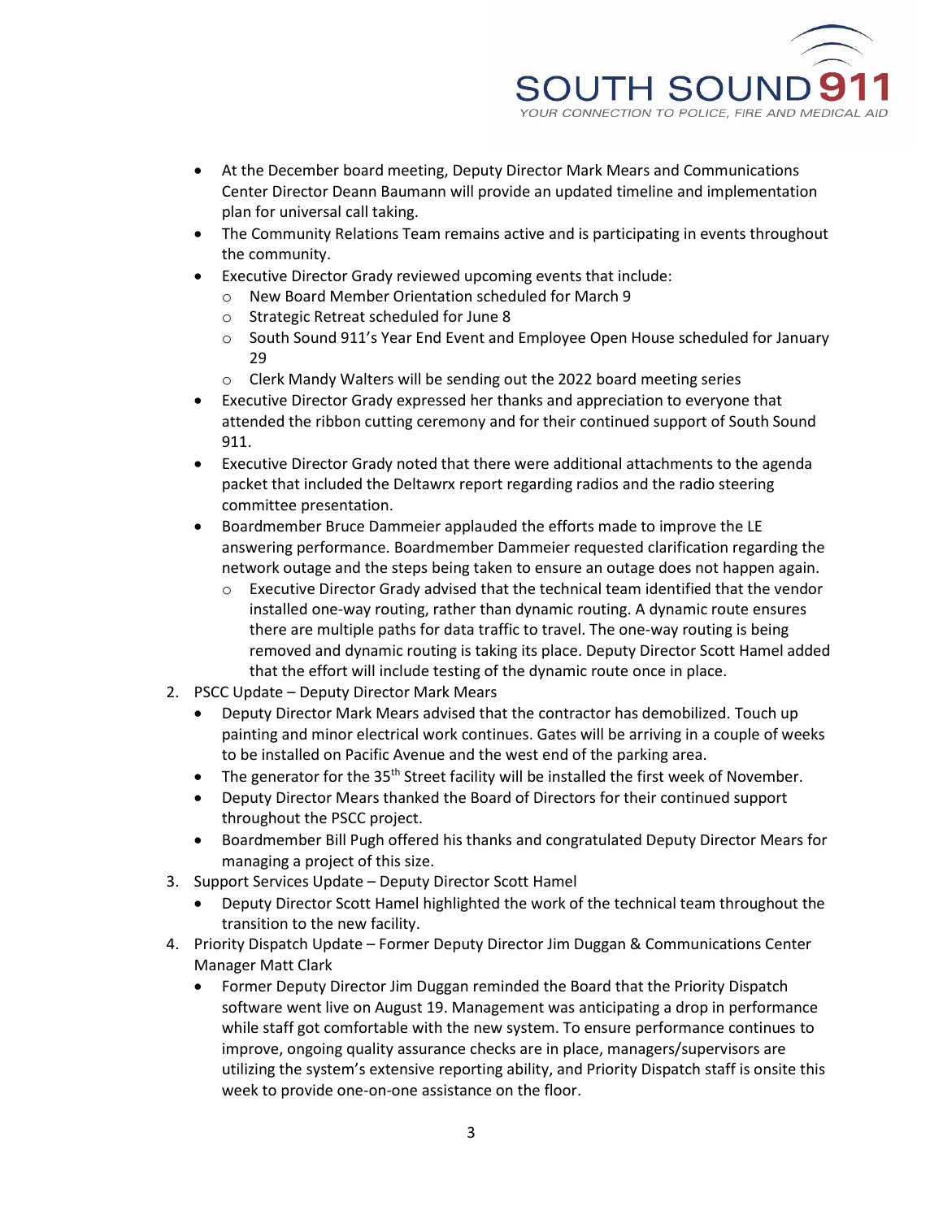- At the December board meeting, Deputy Director Mark Mears and Communications Center Director Deann Baumann will provide an updated timeline and implementation plan for universal call taking.
- The Community Relations Team remains active and is participating in events throughout the community.
- Executive Director Grady reviewed upcoming events that include:
  - New Board Member Orientation scheduled for March 9
  - Strategic Retreat scheduled for June 8
  - South Sound 911's Year End Event and Employee Open House scheduled for January 29
  - Clerk Mandy Walters will be sending out the 2022 board meeting series
- Executive Director Grady expressed her thanks and appreciation to everyone that attended the ribbon cutting ceremony and for their continued support of South Sound 911.
- Executive Director Grady noted that there were additional attachments to the agenda packet that included the Deltawrx report regarding radios and the radio steering committee presentation.
- Boardmember Bruce Dammeier applauded the efforts made to improve the LE answering performance. Boardmember Dammeier requested clarification regarding the network outage and the steps being taken to ensure an outage does not happen again.
  - Executive Director Grady advised that the technical team identified that the vendor installed one-way routing, rather than dynamic routing. A dynamic route ensures there are multiple paths for data traffic to travel. The one-way routing is being removed and dynamic routing is taking its place. Deputy Director Scott Hamel added that the effort will include testing of the dynamic route once in place.

2. PSCC Update – Deputy Director Mark Mears
   - Deputy Director Mark Mears advised that the contractor has demobilized. Touch up painting and minor electrical work continues. Gates will be arriving in a couple of weeks to be installed on Pacific Avenue and the west end of the parking area.
   - The generator for the 35th Street facility will be installed the first week of November.
   - Deputy Director Mears thanked the Board of Directors for their continued support throughout the PSCC project.
   - Boardmember Bill Pugh offered his thanks and congratulated Deputy Director Mears for managing a project of this size.
3. Support Services Update – Deputy Director Scott Hamel
   - Deputy Director Scott Hamel highlighted the work of the technical team throughout the transition to the new facility.
4. Priority Dispatch Update – Former Deputy Director Jim Duggan & Communications Center Manager Matt Clark
   - Former Deputy Director Jim Duggan reminded the Board that the Priority Dispatch software went live on August 19. Management was anticipating a drop in performance while staff got comfortable with the new system. To ensure performance continues to improve, ongoing quality assurance checks are in place, managers/supervisors are utilizing the system's extensive reporting ability, and Priority Dispatch staff is onsite this week to provide one-on-one assistance on the floor.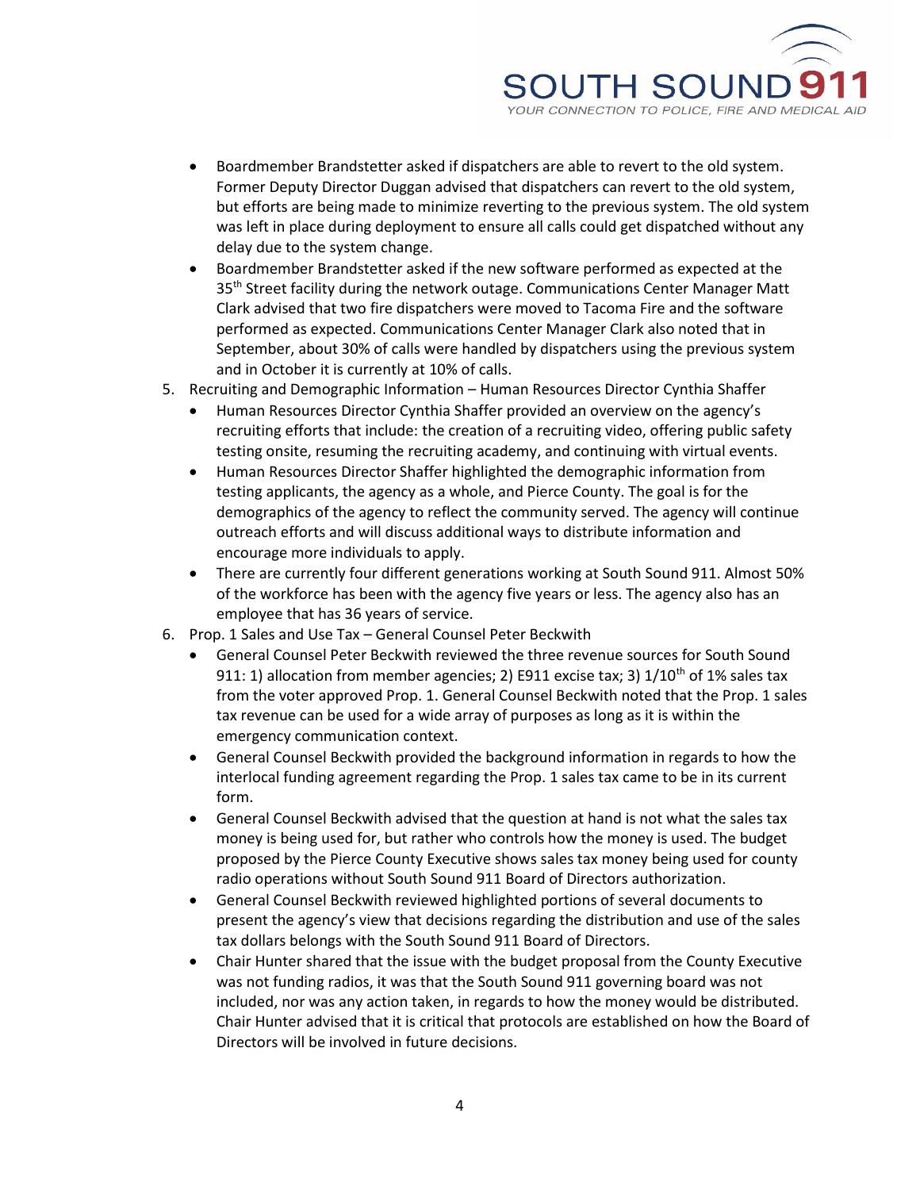- Boardmember Brandstetter asked if dispatchers are able to revert to the old system. Former Deputy Director Duggan advised that dispatchers can revert to the old system, but efforts are being made to minimize reverting to the previous system. The old system was left in place during deployment to ensure all calls could get dispatched without any delay due to the system change.
- Boardmember Brandstetter asked if the new software performed as expected at the 35th Street facility during the network outage. Communications Center Manager Matt Clark advised that two fire dispatchers were moved to Tacoma Fire and the software performed as expected. Communications Center Manager Clark also noted that in September, about 30% of calls were handled by dispatchers using the previous system and in October it is currently at 10% of calls.

5. Recruiting and Demographic Information – Human Resources Director Cynthia Shaffer
   - Human Resources Director Cynthia Shaffer provided an overview on the agency's recruiting efforts that include: the creation of a recruiting video, offering public safety testing onsite, resuming the recruiting academy, and continuing with virtual events.
   - Human Resources Director Shaffer highlighted the demographic information from testing applicants, the agency as a whole, and Pierce County. The goal is for the demographics of the agency to reflect the community served. The agency will continue outreach efforts and will discuss additional ways to distribute information and encourage more individuals to apply.
   - There are currently four different generations working at South Sound 911. Almost 50% of the workforce has been with the agency five years or less. The agency also has an employee that has 36 years of service.
6. Prop. 1 Sales and Use Tax – General Counsel Peter Beckwith
   - General Counsel Peter Beckwith reviewed the three revenue sources for South Sound 911: 1) allocation from member agencies; 2) E911 excise tax; 3) 1/10th of 1% sales tax from the voter approved Prop. 1. General Counsel Beckwith noted that the Prop. 1 sales tax revenue can be used for a wide array of purposes as long as it is within the emergency communication context.
   - General Counsel Beckwith provided the background information in regards to how the interlocal funding agreement regarding the Prop. 1 sales tax came to be in its current form.
   - General Counsel Beckwith advised that the question at hand is not what the sales tax money is being used for, but rather who controls how the money is used. The budget proposed by the Pierce County Executive shows sales tax money being used for county radio operations without South Sound 911 Board of Directors authorization.
   - General Counsel Beckwith reviewed highlighted portions of several documents to present the agency's view that decisions regarding the distribution and use of the sales tax dollars belongs with the South Sound 911 Board of Directors.
   - Chair Hunter shared that the issue with the budget proposal from the County Executive was not funding radios, it was that the South Sound 911 governing board was not included, nor was any action taken, in regards to how the money would be distributed. Chair Hunter advised that it is critical that protocols are established on how the Board of Directors will be involved in future decisions.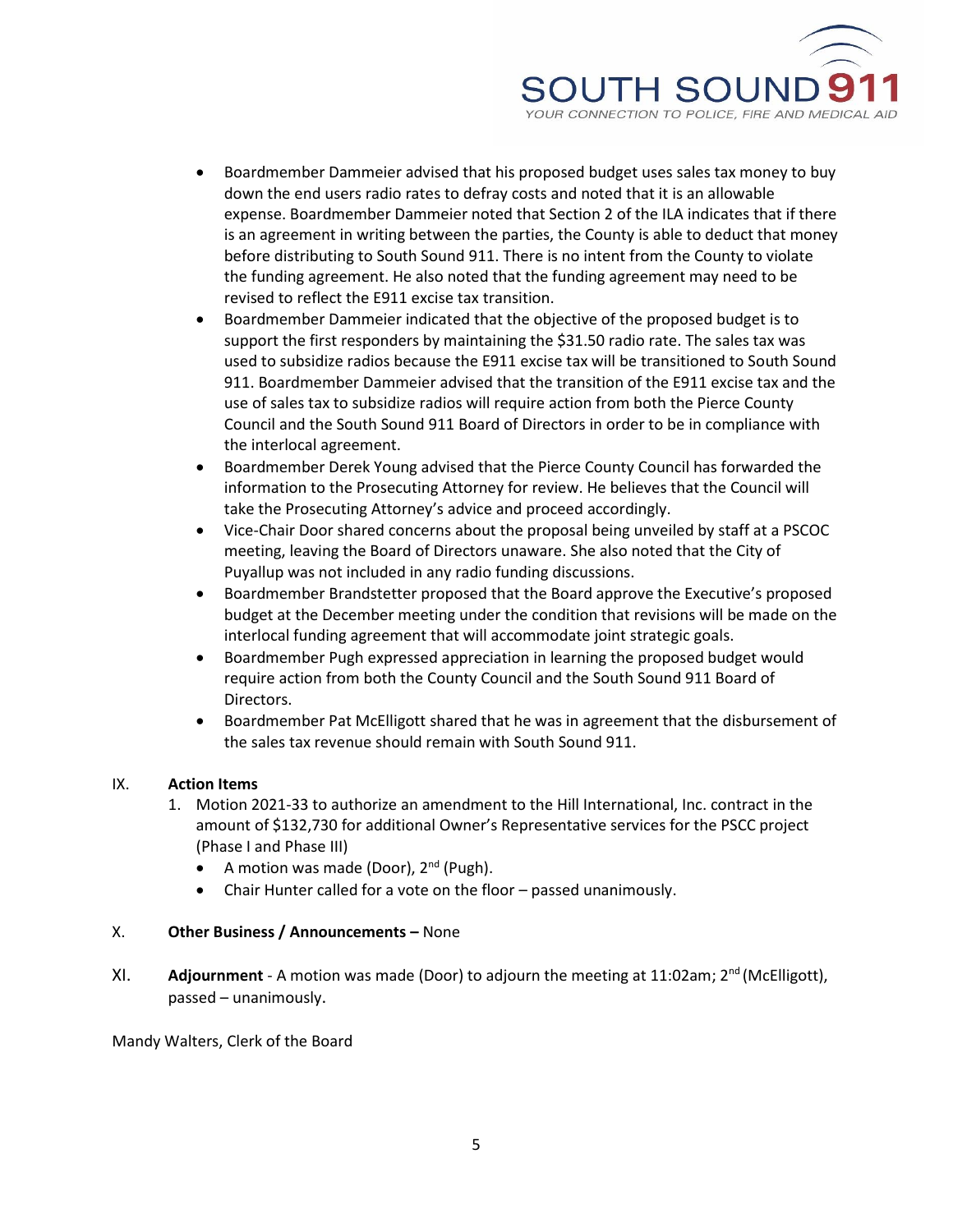- Boardmember Dammeier advised that his proposed budget uses sales tax money to buy down the end users radio rates to defray costs and noted that it is an allowable expense. Boardmember Dammeier noted that Section 2 of the ILA indicates that if there is an agreement in writing between the parties, the County is able to deduct that money before distributing to South Sound 911. There is no intent from the County to violate the funding agreement. He also noted that the funding agreement may need to be revised to reflect the E911 excise tax transition.
- Boardmember Dammeier indicated that the objective of the proposed budget is to support the first responders by maintaining the $31.50 radio rate. The sales tax was used to subsidize radios because the E911 excise tax will be transitioned to South Sound 911. Boardmember Dammeier advised that the transition of the E911 excise tax and the use of sales tax to subsidize radios will require action from both the Pierce County Council and the South Sound 911 Board of Directors in order to be in compliance with the interlocal agreement.
- Boardmember Derek Young advised that the Pierce County Council has forwarded the information to the Prosecuting Attorney for review. He believes that the Council will take the Prosecuting Attorney's advice and proceed accordingly.
- Vice-Chair Door shared concerns about the proposal being unveiled by staff at a PSCOC meeting, leaving the Board of Directors unaware. She also noted that the City of Puyallup was not included in any radio funding discussions.
- Boardmember Brandstetter proposed that the Board approve the Executive's proposed budget at the December meeting under the condition that revisions will be made on the interlocal funding agreement that will accommodate joint strategic goals.
- Boardmember Pugh expressed appreciation in learning the proposed budget would require action from both the County Council and the South Sound 911 Board of Directors.
- Boardmember Pat McElligott shared that he was in agreement that the disbursement of the sales tax revenue should remain with South Sound 911.

IX. **Action Items**

1. Motion 2021-33 to authorize an amendment to the Hill International, Inc. contract in the amount of $132,730 for additional Owner's Representative services for the PSCC project (Phase I and Phase III)
   - A motion was made (Door), 2nd (Pugh).
   - Chair Hunter called for a vote on the floor – passed unanimously.

X. **Other Business / Announcements –** None

XI. **Adjournment** - A motion was made (Door) to adjourn the meeting at 11:02am; 2nd (McElligott), passed – unanimously.

Mandy Walters, Clerk of the Board